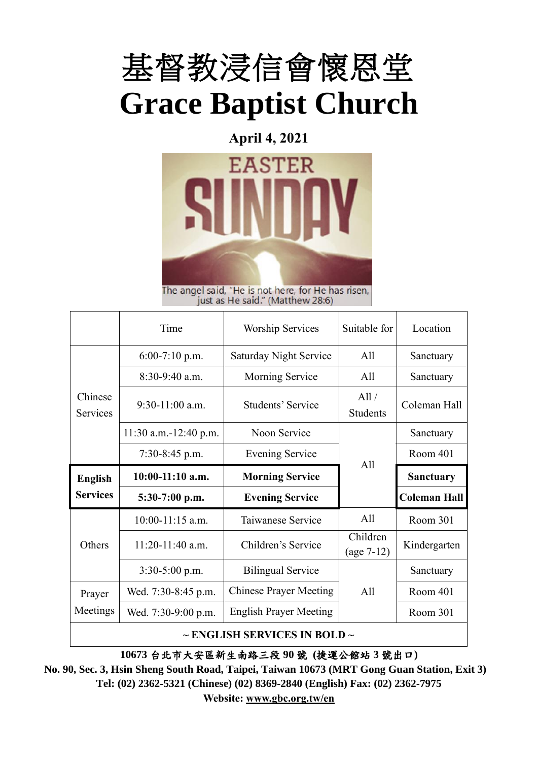# 基督教浸信會懷恩堂
# Grace Baptist Church

**April 4, 2021**

EASTER SUNDAY

The angel said, "He is not here, for He has risen, just as He said." (Matthew 28:6)

| | Time | Worship Services | Suitable for | Location |
|---|---|---|---|---|
| Chinese Services | 6:00-7:10 p.m. | Saturday Night Service | All | Sanctuary |
| | 8:30-9:40 a.m. | Morning Service | All | Sanctuary |
| | 9:30-11:00 a.m. | Students' Service | All / Students | Coleman Hall |
| | 11:30 a.m.-12:40 p.m. | Noon Service | All | Sanctuary |
| | 7:30-8:45 p.m. | Evening Service | | Room 401 |
| **English Services** | **10:00-11:10 a.m.** | **Morning Service** | | **Sanctuary** |
| | **5:30-7:00 p.m.** | **Evening Service** | | **Coleman Hall** |
| Others | 10:00-11:15 a.m. | Taiwanese Service | All | Room 301 |
| | 11:20-11:40 a.m. | Children's Service | Children (age 7-12) | Kindergarten |
| | 3:30-5:00 p.m. | Bilingual Service | All | Sanctuary |
| Prayer Meetings | Wed. 7:30-8:45 p.m. | Chinese Prayer Meeting | | Room 401 |
| | Wed. 7:30-9:00 p.m. | English Prayer Meeting | | Room 301 |

**~ ENGLISH SERVICES IN BOLD ~**

**10673 台北市大安區新生南路三段 90 號 (捷運公館站 3 號出口)**
**No. 90, Sec. 3, Hsin Sheng South Road, Taipei, Taiwan 10673 (MRT Gong Guan Station, Exit 3)**
**Tel: (02) 2362-5321 (Chinese) (02) 8369-2840 (English) Fax: (02) 2362-7975**
**Website: www.gbc.org.tw/en**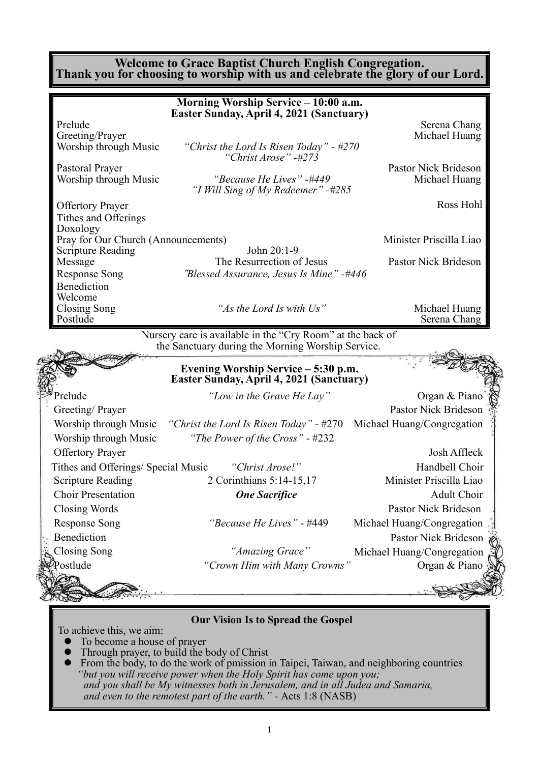# Welcome to Grace Baptist Church English Congregation.
# Thank you for choosing to worship with us and celebrate the glory of our Lord.

## Morning Worship Service – 10:00 a.m.
### Easter Sunday, April 4, 2021 (Sanctuary)

| | | |
|---|---|---|
| Prelude | | Serena Chang |
| Greeting/Prayer | | Michael Huang |
| Worship through Music | *"Christ the Lord Is Risen Today" - #270* *"Christ Arose" -#273* | |
| Pastoral Prayer | | Pastor Nick Brideson |
| Worship through Music | *"Because He Lives" -#449* *"I Will Sing of My Redeemer" -#285* | Michael Huang |
| Offertory Prayer | | Ross Hohl |
| Tithes and Offerings | | |
| Doxology | | |
| Pray for Our Church (Announcements) | | Minister Priscilla Liao |
| Scripture Reading | John 20:1-9 | |
| Message | The Resurrection of Jesus | Pastor Nick Brideson |
| Response Song | *"Blessed Assurance, Jesus Is Mine" -#446* | |
| Benediction | | |
| Welcome | | |
| Closing Song | *"As the Lord Is with Us"* | Michael Huang |
| Postlude | | Serena Chang |

Nursery care is available in the "Cry Room" at the back of the Sanctuary during the Morning Worship Service.

## Evening Worship Service – 5:30 p.m.
### Easter Sunday, April 4, 2021 (Sanctuary)

| | | |
|---|---|---|
| Prelude | *"Low in the Grave He Lay"* | Organ & Piano |
| Greeting/ Prayer | | Pastor Nick Brideson |
| Worship through Music | *"Christ the Lord Is Risen Today"* - #270 | Michael Huang/Congregation |
| Worship through Music | *"The Power of the Cross"* - #232 | |
| Offertory Prayer | | Josh Affleck |
| Tithes and Offerings/ Special Music | *"Christ Arose!"* | Handbell Choir |
| Scripture Reading | 2 Corinthians 5:14-15,17 | Minister Priscilla Liao |
| Choir Presentation | ***One Sacrifice*** | Adult Choir |
| Closing Words | | Pastor Nick Brideson |
| Response Song | *"Because He Lives"* - #449 | Michael Huang/Congregation |
| Benediction | | Pastor Nick Brideson |
| Closing Song | *"Amazing Grace"* | Michael Huang/Congregation |
| Postlude | *"Crown Him with Many Crowns"* | Organ & Piano |

## Our Vision Is to Spread the Gospel

To achieve this, we aim:

- To become a house of prayer
- Through prayer, to build the body of Christ
- From the body, to do the work of pmission in Taipei, Taiwan, and neighboring countries

*"but you will receive power when the Holy Spirit has come upon you; and you shall be My witnesses both in Jerusalem, and in all Judea and Samaria, and even to the remotest part of the earth."* - Acts 1:8 (NASB)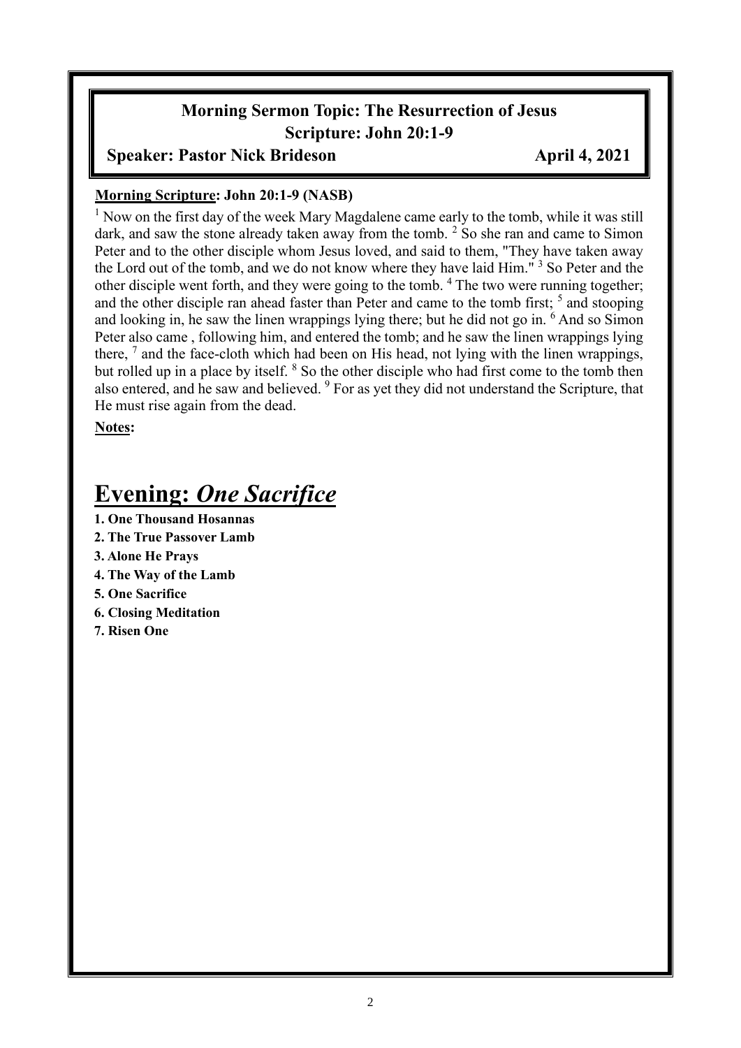## Morning Sermon Topic: The Resurrection of Jesus
## Scripture: John 20:1-9

**Speaker: Pastor Nick Brideson** **April 4, 2021**

**Morning Scripture: John 20:1-9 (NASB)**

[1] Now on the first day of the week Mary Magdalene came early to the tomb, while it was still dark, and saw the stone already taken away from the tomb. [2] So she ran and came to Simon Peter and to the other disciple whom Jesus loved, and said to them, "They have taken away the Lord out of the tomb, and we do not know where they have laid Him." [3] So Peter and the other disciple went forth, and they were going to the tomb. [4] The two were running together; and the other disciple ran ahead faster than Peter and came to the tomb first; [5] and stooping and looking in, he saw the linen wrappings lying there; but he did not go in. [6] And so Simon Peter also came , following him, and entered the tomb; and he saw the linen wrappings lying there, [7] and the face-cloth which had been on His head, not lying with the linen wrappings, but rolled up in a place by itself. [8] So the other disciple who had first come to the tomb then also entered, and he saw and believed. [9] For as yet they did not understand the Scripture, that He must rise again from the dead.

**Notes:**

# Evening: *One Sacrifice*

**1. One Thousand Hosannas**
**2. The True Passover Lamb**
**3. Alone He Prays**
**4. The Way of the Lamb**
**5. One Sacrifice**
**6. Closing Meditation**
**7. Risen One**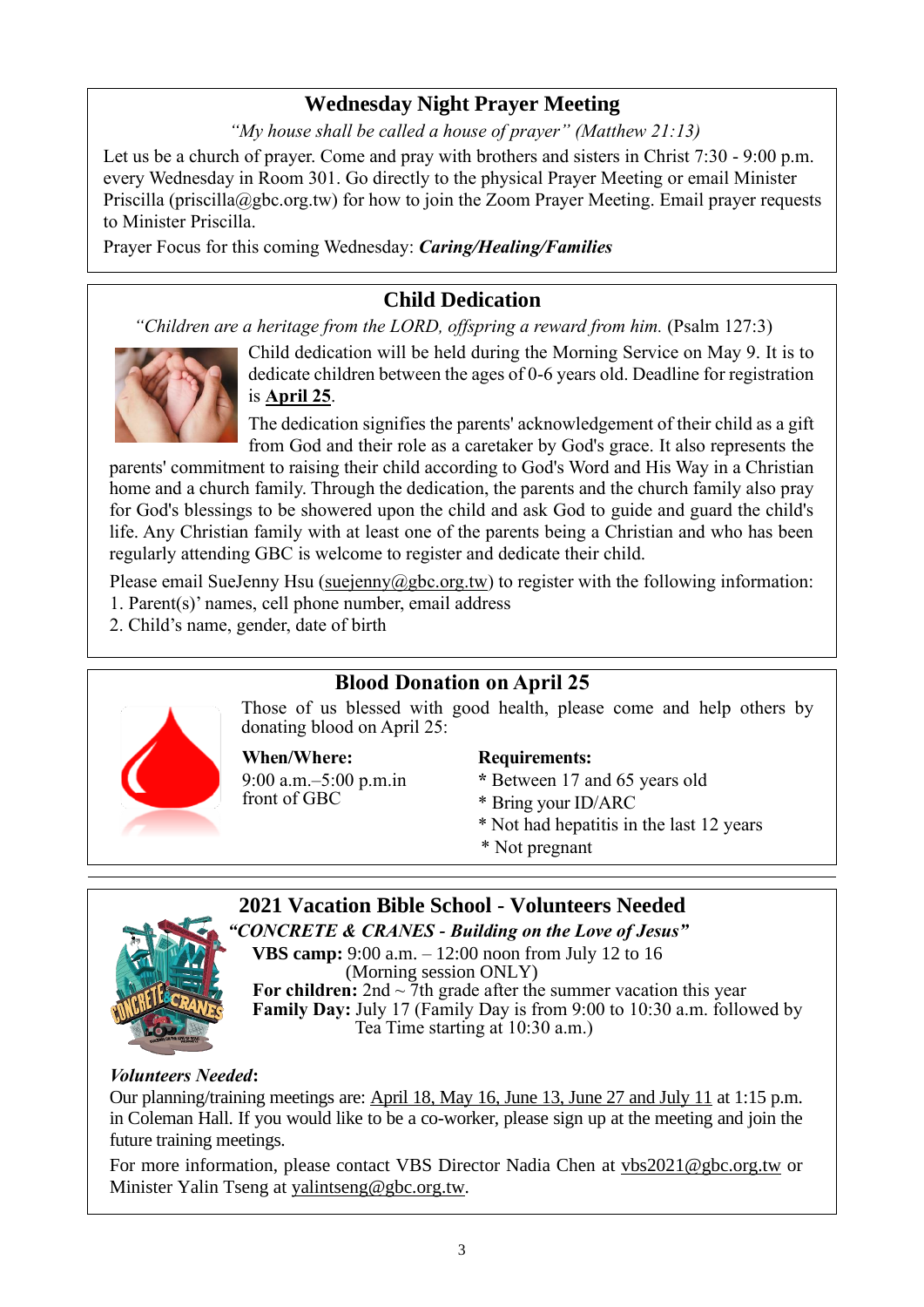## Wednesday Night Prayer Meeting

*"My house shall be called a house of prayer" (Matthew 21:13)*

Let us be a church of prayer. Come and pray with brothers and sisters in Christ 7:30 - 9:00 p.m. every Wednesday in Room 301. Go directly to the physical Prayer Meeting or email Minister Priscilla (priscilla@gbc.org.tw) for how to join the Zoom Prayer Meeting. Email prayer requests to Minister Priscilla.

Prayer Focus for this coming Wednesday: ***Caring/Healing/Families***

## Child Dedication

*"Children are a heritage from the LORD, offspring a reward from him.* (Psalm 127:3)

Child dedication will be held during the Morning Service on May 9. It is to dedicate children between the ages of 0-6 years old. Deadline for registration is **April 25**.

The dedication signifies the parents' acknowledgement of their child as a gift from God and their role as a caretaker by God's grace. It also represents the parents' commitment to raising their child according to God's Word and His Way in a Christian home and a church family. Through the dedication, the parents and the church family also pray for God's blessings to be showered upon the child and ask God to guide and guard the child's life. Any Christian family with at least one of the parents being a Christian and who has been regularly attending GBC is welcome to register and dedicate their child.

Please email SueJenny Hsu (suejenny@gbc.org.tw) to register with the following information:

1. Parent(s)' names, cell phone number, email address
2. Child's name, gender, date of birth

## Blood Donation on April 25

Those of us blessed with good health, please come and help others by donating blood on April 25:

**When/Where:**
9:00 a.m.–5:00 p.m.in front of GBC

**Requirements:**
* Between 17 and 65 years old
* Bring your ID/ARC
* Not had hepatitis in the last 12 years
* Not pregnant

## 2021 Vacation Bible School - Volunteers Needed

***"CONCRETE & CRANES - Building on the Love of Jesus"***

**VBS camp:** 9:00 a.m. – 12:00 noon from July 12 to 16 (Morning session ONLY)
**For children:** 2nd ~ 7th grade after the summer vacation this year
**Family Day:** July 17 (Family Day is from 9:00 to 10:30 a.m. followed by Tea Time starting at 10:30 a.m.)

***Volunteers Needed*:**

Our planning/training meetings are: April 18, May 16, June 13, June 27 and July 11 at 1:15 p.m. in Coleman Hall. If you would like to be a co-worker, please sign up at the meeting and join the future training meetings.

For more information, please contact VBS Director Nadia Chen at vbs2021@gbc.org.tw or Minister Yalin Tseng at yalintseng@gbc.org.tw.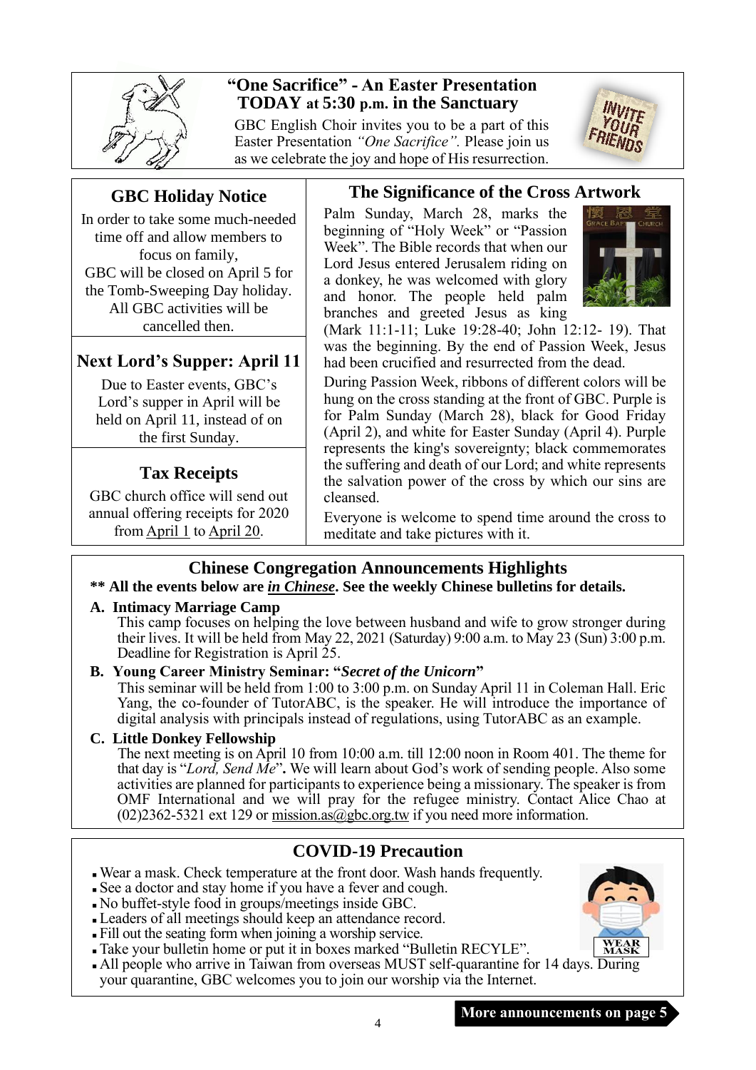## "One Sacrifice" - An Easter Presentation
## TODAY at 5:30 p.m. in the Sanctuary

GBC English Choir invites you to be a part of this Easter Presentation *"One Sacrifice".* Please join us as we celebrate the joy and hope of His resurrection.

## GBC Holiday Notice

In order to take some much-needed time off and allow members to focus on family, GBC will be closed on April 5 for the Tomb-Sweeping Day holiday. All GBC activities will be cancelled then.

## Next Lord's Supper: April 11

Due to Easter events, GBC's Lord's supper in April will be held on April 11, instead of on the first Sunday.

## Tax Receipts

GBC church office will send out annual offering receipts for 2020 from April 1 to April 20.

## The Significance of the Cross Artwork

Palm Sunday, March 28, marks the beginning of "Holy Week" or "Passion Week". The Bible records that when our Lord Jesus entered Jerusalem riding on a donkey, he was welcomed with glory and honor. The people held palm branches and greeted Jesus as king (Mark 11:1-11; Luke 19:28-40; John 12:12- 19). That was the beginning. By the end of Passion Week, Jesus had been crucified and resurrected from the dead.

During Passion Week, ribbons of different colors will be hung on the cross standing at the front of GBC. Purple is for Palm Sunday (March 28), black for Good Friday (April 2), and white for Easter Sunday (April 4). Purple represents the king's sovereignty; black commemorates the suffering and death of our Lord; and white represents the salvation power of the cross by which our sins are cleansed.

Everyone is welcome to spend time around the cross to meditate and take pictures with it.

## Chinese Congregation Announcements Highlights

**\*\* All the events below are *in Chinese*. See the weekly Chinese bulletins for details.**

**A. Intimacy Marriage Camp**

This camp focuses on helping the love between husband and wife to grow stronger during their lives. It will be held from May 22, 2021 (Saturday) 9:00 a.m. to May 23 (Sun) 3:00 p.m. Deadline for Registration is April 25.

**B. Young Career Ministry Seminar: "*Secret of the Unicorn*"**

This seminar will be held from 1:00 to 3:00 p.m. on Sunday April 11 in Coleman Hall. Eric Yang, the co-founder of TutorABC, is the speaker. He will introduce the importance of digital analysis with principals instead of regulations, using TutorABC as an example.

**C. Little Donkey Fellowship**

The next meeting is on April 10 from 10:00 a.m. till 12:00 noon in Room 401. The theme for that day is "*Lord, Send Me*"**.** We will learn about God's work of sending people. Also some activities are planned for participants to experience being a missionary. The speaker is from OMF International and we will pray for the refugee ministry. Contact Alice Chao at (02)2362-5321 ext 129 or mission.as@gbc.org.tw if you need more information.

## COVID-19 Precaution

- Wear a mask. Check temperature at the front door. Wash hands frequently.
- See a doctor and stay home if you have a fever and cough.
- No buffet-style food in groups/meetings inside GBC.
- Leaders of all meetings should keep an attendance record.
- Fill out the seating form when joining a worship service.
- Take your bulletin home or put it in boxes marked "Bulletin RECYLE".
- All people who arrive in Taiwan from overseas MUST self-quarantine for 14 days. During your quarantine, GBC welcomes you to join our worship via the Internet.

**More announcements on page 5**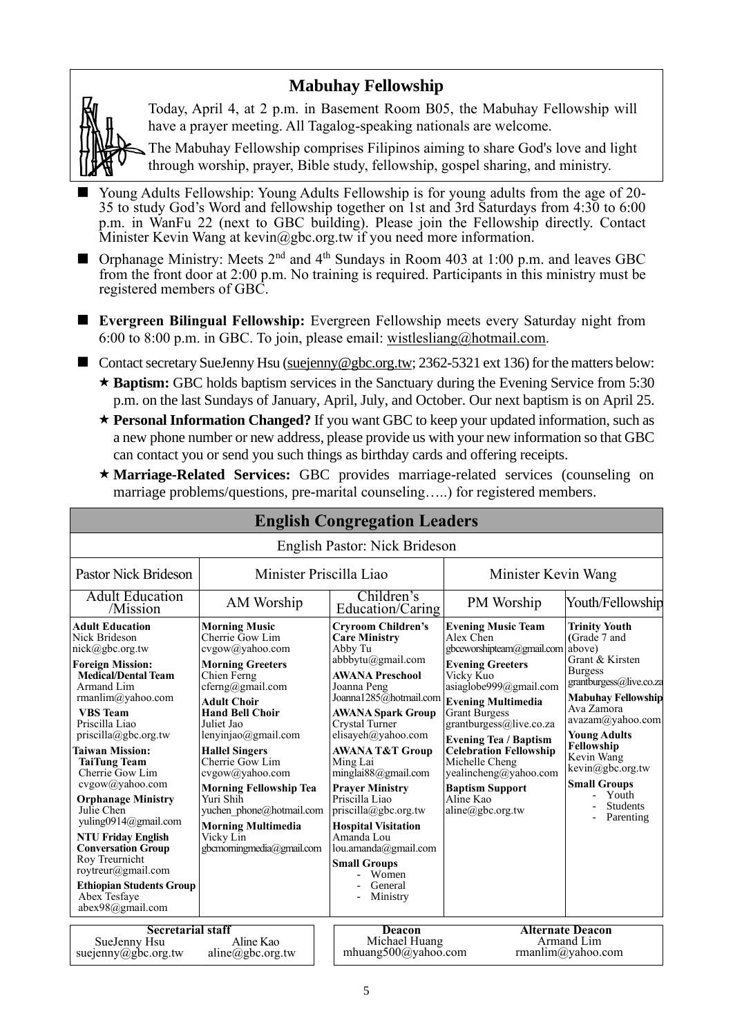## Mabuhay Fellowship

Today, April 4, at 2 p.m. in Basement Room B05, the Mabuhay Fellowship will have a prayer meeting. All Tagalog-speaking nationals are welcome.

The Mabuhay Fellowship comprises Filipinos aiming to share God's love and light through worship, prayer, Bible study, fellowship, gospel sharing, and ministry.

- Young Adults Fellowship: Young Adults Fellowship is for young adults from the age of 20-35 to study God's Word and fellowship together on 1st and 3rd Saturdays from 4:30 to 6:00 p.m. in WanFu 22 (next to GBC building). Please join the Fellowship directly. Contact Minister Kevin Wang at kevin@gbc.org.tw if you need more information.
- Orphanage Ministry: Meets 2nd and 4th Sundays in Room 403 at 1:00 p.m. and leaves GBC from the front door at 2:00 p.m. No training is required. Participants in this ministry must be registered members of GBC.
- **Evergreen Bilingual Fellowship:** Evergreen Fellowship meets every Saturday night from 6:00 to 8:00 p.m. in GBC. To join, please email: wistlesliang@hotmail.com.
- Contact secretary SueJenny Hsu (suejenny@gbc.org.tw; 2362-5321 ext 136) for the matters below:
  - ★ **Baptism:** GBC holds baptism services in the Sanctuary during the Evening Service from 5:30 p.m. on the last Sundays of January, April, July, and October. Our next baptism is on April 25.
  - ★ **Personal Information Changed?** If you want GBC to keep your updated information, such as a new phone number or new address, please provide us with your new information so that GBC can contact you or send you such things as birthday cards and offering receipts.
  - ★ **Marriage-Related Services:** GBC provides marriage-related services (counseling on marriage problems/questions, pre-marital counseling…..) for registered members.

## English Congregation Leaders

English Pastor: Nick Brideson

| Pastor Nick Brideson | Minister Priscilla Liao | | Minister Kevin Wang | |
|---|---|---|---|---|
| Adult Education /Mission | AM Worship | Children's Education/Caring | PM Worship | Youth/Fellowship |
| **Adult Education**<br>Nick Brideson<br>nick@gbc.org.tw<br>**Foreign Mission:**<br>**Medical/Dental Team**<br>Armand Lim<br>rmanlim@yahoo.com<br>**VBS Team**<br>Priscilla Liao<br>priscilla@gbc.org.tw<br>**Taiwan Mission:**<br>**TaiTung Team**<br>Cherrie Gow Lim<br>cvgow@yahoo.com<br>**Orphanage Ministry**<br>Julie Chen<br>yuling0914@gmail.com<br>**NTU Friday English Conversation Group**<br>Roy Treurnicht<br>roytreur@gmail.com<br>**Ethiopian Students Group**<br>Abex Tesfaye<br>abex98@gmail.com | **Morning Music**<br>Cherrie Gow Lim<br>cvgow@yahoo.com<br>**Morning Greeters**<br>Chien Ferng<br>cferng@gmail.com<br>**Adult Choir**<br>**Hand Bell Choir**<br>Juliet Jao<br>lenyinjao@gmail.com<br>**Hallel Singers**<br>Cherrie Gow Lim<br>cvgow@yahoo.com<br>**Morning Fellowship Tea**<br>Yuri Shih<br>yuchen_phone@hotmail.com<br>**Morning Multimedia**<br>Vicky Lin<br>gbcmorningmedia@gmail.com | **Cryroom Children's Care Ministry**<br>Abby Tu<br>abbbytu@gmail.com<br>**AWANA Preschool**<br>Joanna Peng<br>Joanna1285@hotmail.com<br>**AWANA Spark Group**<br>Crystal Turner<br>elisayeh@yahoo.com<br>**AWANA T&T Group**<br>Ming Lai<br>minglai88@gmail.com<br>**Prayer Ministry**<br>Priscilla Liao<br>priscilla@gbc.org.tw<br>**Hospital Visitation**<br>Amanda Lou<br>lou.amanda@gmail.com<br>**Small Groups**<br>- Women<br>- General<br>- Ministry | **Evening Music Team**<br>Alex Chen<br>gbceworshipteam@gmail.com<br>**Evening Greeters**<br>Vicky Kuo<br>asiaglobe999@gmail.com<br>**Evening Multimedia**<br>Grant Burgess<br>grantburgess@live.co.za<br>**Evening Tea / Baptism Celebration Fellowship**<br>Michelle Cheng<br>yealincheng@yahoo.com<br>**Baptism Support**<br>Aline Kao<br>aline@gbc.org.tw | **Trinity Youth** (Grade 7 and above)<br>Grant & Kirsten Burgess<br>grantburgess@live.co.za<br>**Mabuhay Fellowship**<br>Ava Zamora<br>avazam@yahoo.com<br>**Young Adults Fellowship**<br>Kevin Wang<br>kevin@gbc.org.tw<br>**Small Groups**<br>- Youth<br>- Students<br>- Parenting |

| Secretarial staff | | Deacon | Alternate Deacon |
|---|---|---|---|
| SueJenny Hsu<br>suejenny@gbc.org.tw | Aline Kao<br>aline@gbc.org.tw | Michael Huang<br>mhuang500@yahoo.com | Armand Lim<br>rmanlim@yahoo.com |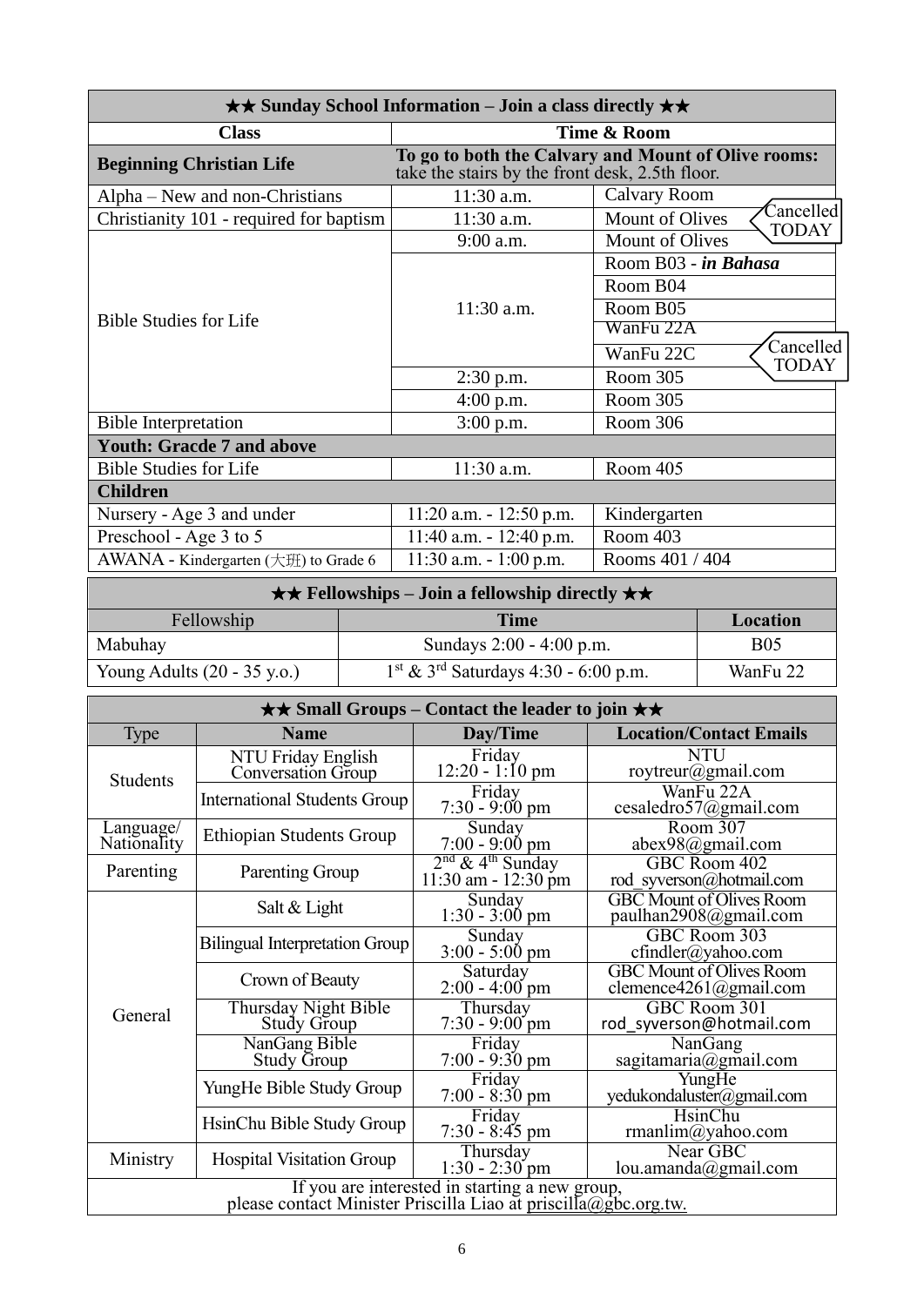| ★★ Sunday School Information – Join a class directly ★★ | | |
|---|---|---|
| **Class** | **Time & Room** | |
| **Beginning Christian Life** | **To go to both the Calvary and Mount of Olive rooms:** take the stairs by the front desk, 2.5th floor. | |
| Alpha – New and non-Christians | 11:30 a.m. | Calvary Room |
| Christianity 101 - required for baptism | 11:30 a.m. | Mount of Olives (Cancelled TODAY) |
| Bible Studies for Life | 9:00 a.m. | Mount of Olives |
| | 11:30 a.m. | Room B03 - ***in Bahasa*** |
| | | Room B04 |
| | | Room B05 |
| | | WanFu 22A |
| | | WanFu 22C (Cancelled TODAY) |
| | 2:30 p.m. | Room 305 |
| | 4:00 p.m. | Room 305 |
| Bible Interpretation | 3:00 p.m. | Room 306 |
| **Youth: Gracde 7 and above** | | |
| Bible Studies for Life | 11:30 a.m. | Room 405 |
| **Children** | | |
| Nursery - Age 3 and under | 11:20 a.m. - 12:50 p.m. | Kindergarten |
| Preschool - Age 3 to 5 | 11:40 a.m. - 12:40 p.m. | Room 403 |
| AWANA - Kindergarten (大班) to Grade 6 | 11:30 a.m. - 1:00 p.m. | Rooms 401 / 404 |

| ★★ Fellowships – Join a fellowship directly ★★ | | |
|---|---|---|
| Fellowship | **Time** | **Location** |
| Mabuhay | Sundays 2:00 - 4:00 p.m. | B05 |
| Young Adults (20 - 35 y.o.) | 1st & 3rd Saturdays 4:30 - 6:00 p.m. | WanFu 22 |

| ★★ Small Groups – Contact the leader to join ★★ | | | |
|---|---|---|---|
| Type | **Name** | **Day/Time** | **Location/Contact Emails** |
| Students | NTU Friday English Conversation Group | Friday 12:20 - 1:10 pm | NTU roytreur@gmail.com |
| | International Students Group | Friday 7:30 - 9:00 pm | WanFu 22A cesaledro57@gmail.com |
| Language/ Nationality | Ethiopian Students Group | Sunday 7:00 - 9:00 pm | Room 307 abex98@gmail.com |
| Parenting | Parenting Group | 2nd & 4th Sunday 11:30 am - 12:30 pm | GBC Room 402 rod_syverson@hotmail.com |
| General | Salt & Light | Sunday 1:30 - 3:00 pm | GBC Mount of Olives Room paulhan2908@gmail.com |
| | Bilingual Interpretation Group | Sunday 3:00 - 5:00 pm | GBC Room 303 cfindler@yahoo.com |
| | Crown of Beauty | Saturday 2:00 - 4:00 pm | GBC Mount of Olives Room clemence4261@gmail.com |
| | Thursday Night Bible Study Group | Thursday 7:30 - 9:00 pm | GBC Room 301 rod_syverson@hotmail.com |
| | NanGang Bible Study Group | Friday 7:00 - 9:30 pm | NanGang sagitamaria@gmail.com |
| | YungHe Bible Study Group | Friday 7:00 - 8:30 pm | YungHe yedukondaluster@gmail.com |
| | HsinChu Bible Study Group | Friday 7:30 - 8:45 pm | HsinChu rmanlim@yahoo.com |
| Ministry | Hospital Visitation Group | Thursday 1:30 - 2:30 pm | Near GBC lou.amanda@gmail.com |
| If you are interested in starting a new group, please contact Minister Priscilla Liao at priscilla@gbc.org.tw. | | | |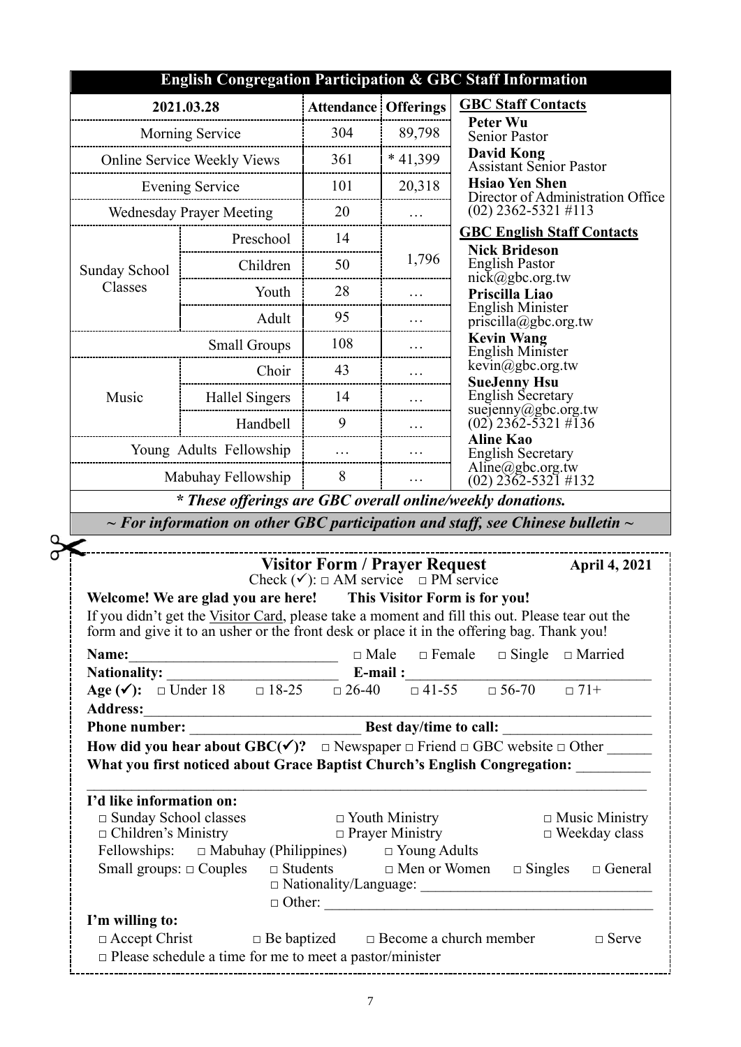## English Congregation Participation & GBC Staff Information

| 2021.03.28 | | Attendance | Offerings |
|---|---|---|---|
| Morning Service | | 304 | 89,798 |
| Online Service Weekly Views | | 361 | * 41,399 |
| Evening Service | | 101 | 20,318 |
| Wednesday Prayer Meeting | | 20 | … |
| Sunday School Classes | Preschool | 14 | 1,796 |
| | Children | 50 | |
| | Youth | 28 | … |
| | Adult | 95 | … |
| Small Groups | | 108 | … |
| Music | Choir | 43 | … |
| | Hallel Singers | 14 | … |
| | Handbell | 9 | … |
| Young Adults Fellowship | | … | … |
| Mabuhay Fellowship | | 8 | … |

**GBC Staff Contacts**

**Peter Wu**
Senior Pastor

**David Kong**
Assistant Senior Pastor

**Hsiao Yen Shen**
Director of Administration Office
(02) 2362-5321 #113

**GBC English Staff Contacts**

**Nick Brideson**
English Pastor
nick@gbc.org.tw

**Priscilla Liao**
English Minister
priscilla@gbc.org.tw

**Kevin Wang**
English Minister
kevin@gbc.org.tw

**SueJenny Hsu**
English Secretary
suejenny@gbc.org.tw
(02) 2362-5321 #136

**Aline Kao**
English Secretary
Aline@gbc.org.tw
(02) 2362-5321 #132

***\* These offerings are GBC overall online/weekly donations.***

***~ For information on other GBC participation and staff, see Chinese bulletin ~***

---

## Visitor Form / Prayer Request

**April 4, 2021**

Check (✓): □ AM service □ PM service

**Welcome! We are glad you are here! This Visitor Form is for you!**

If you didn't get the Visitor Card, please take a moment and fill this out. Please tear out the form and give it to an usher or the front desk or place it in the offering bag. Thank you!

**Name:**\_\_\_\_\_\_\_\_\_\_\_\_\_\_\_\_\_\_\_\_\_\_\_\_\_\_\_\_ □ Male □ Female □ Single □ Married

**Nationality:** \_\_\_\_\_\_\_\_\_\_\_\_\_\_\_\_\_\_\_\_\_\_\_ **E-mail :**\_\_\_\_\_\_\_\_\_\_\_\_\_\_\_\_\_\_\_\_\_\_\_\_\_\_\_\_\_\_\_

**Age (✓):** □ Under 18 □ 18-25 □ 26-40 □ 41-55 □ 56-70 □ 71+

**Address:**\_\_\_\_\_\_\_\_\_\_\_\_\_\_\_\_\_\_\_\_\_\_\_\_\_\_\_\_\_\_\_\_\_\_\_\_\_\_\_\_\_\_\_\_\_\_\_\_\_\_\_\_\_\_\_\_\_\_\_\_\_\_\_\_\_\_\_

**Phone number:** \_\_\_\_\_\_\_\_\_\_\_\_\_\_\_\_\_\_\_\_\_\_\_ **Best day/time to call:** \_\_\_\_\_\_\_\_\_\_\_\_\_\_\_\_\_\_\_\_

**How did you hear about GBC(✓)?** □ Newspaper □ Friend □ GBC website □ Other \_\_\_\_\_\_

**What you first noticed about Grace Baptist Church's English Congregation:** \_\_\_\_\_\_\_\_\_\_

\_\_\_\_\_\_\_\_\_\_\_\_\_\_\_\_\_\_\_\_\_\_\_\_\_\_\_\_\_\_\_\_\_\_\_\_\_\_\_\_\_\_\_\_\_\_\_\_\_\_\_\_\_\_\_\_\_\_\_\_\_\_\_\_\_\_\_\_\_\_\_\_\_\_\_\_\_

**I'd like information on:**

□ Sunday School classes □ Youth Ministry □ Music Ministry
□ Children's Ministry □ Prayer Ministry □ Weekday class
Fellowships: □ Mabuhay (Philippines) □ Young Adults
Small groups: □ Couples □ Students □ Men or Women □ Singles □ General
□ Nationality/Language: \_\_\_\_\_\_\_\_\_\_\_\_\_\_\_\_\_\_\_\_\_\_\_\_\_\_\_\_\_\_\_
□ Other: \_\_\_\_\_\_\_\_\_\_\_\_\_\_\_\_\_\_\_\_\_\_\_\_\_\_\_\_\_\_\_\_\_\_\_\_\_\_\_\_\_\_\_\_

**I'm willing to:**

□ Accept Christ □ Be baptized □ Become a church member □ Serve
□ Please schedule a time for me to meet a pastor/minister